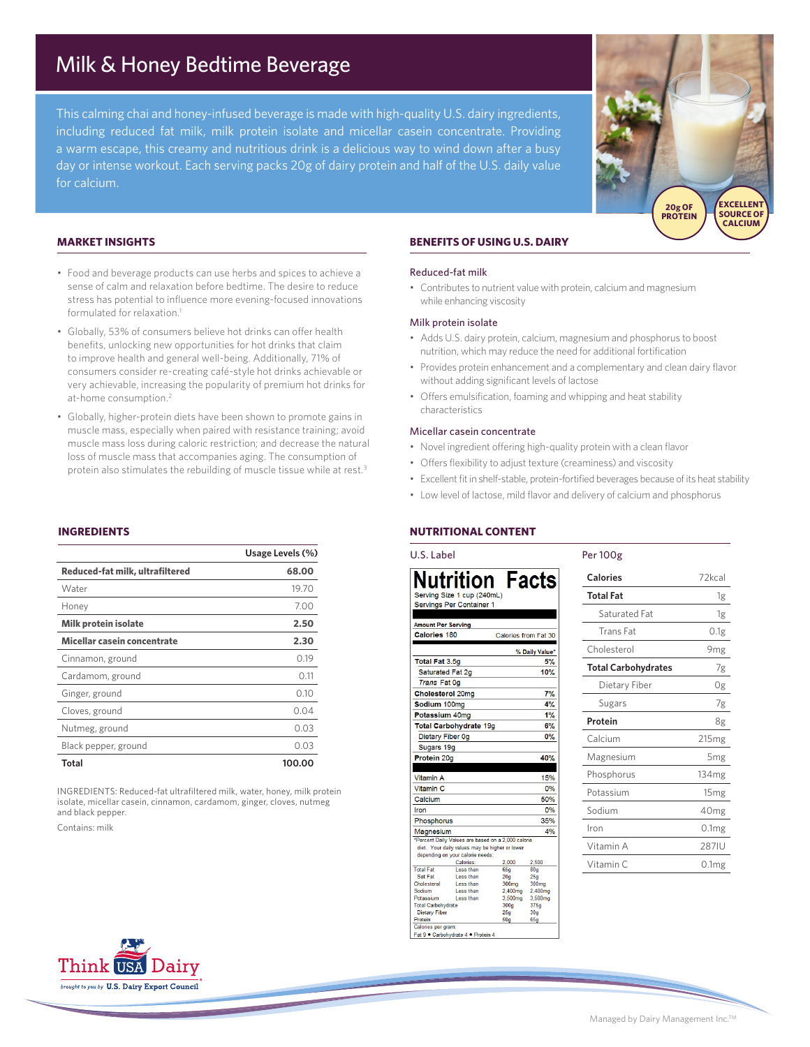# Milk & Honey Bedtime Beverage

This calming chai and honey-infused beverage is made with high-quality U.S. dairy ingredients, including reduced fat milk, milk protein isolate and micellar casein concentrate. Providing a warm escape, this creamy and nutritious drink is a delicious way to wind down after a busy day or intense workout. Each serving packs 20g of dairy protein and half of the U.S. daily value for calcium.

20g OF PROTEIN

EXCELLENT SOURCE OF CALCIUM

## MARKET INSIGHTS

- Food and beverage products can use herbs and spices to achieve a sense of calm and relaxation before bedtime. The desire to reduce stress has potential to influence more evening-focused innovations formulated for relaxation.[1]
- Globally, 53% of consumers believe hot drinks can offer health benefits, unlocking new opportunities for hot drinks that claim to improve health and general well-being. Additionally, 71% of consumers consider re-creating café-style hot drinks achievable or very achievable, increasing the popularity of premium hot drinks for at-home consumption.[2]
- Globally, higher-protein diets have been shown to promote gains in muscle mass, especially when paired with resistance training; avoid muscle mass loss during caloric restriction; and decrease the natural loss of muscle mass that accompanies aging. The consumption of protein also stimulates the rebuilding of muscle tissue while at rest.[3]

## BENEFITS OF USING U.S. DAIRY

### Reduced-fat milk

- Contributes to nutrient value with protein, calcium and magnesium while enhancing viscosity

### Milk protein isolate

- Adds U.S. dairy protein, calcium, magnesium and phosphorus to boost nutrition, which may reduce the need for additional fortification
- Provides protein enhancement and a complementary and clean dairy flavor without adding significant levels of lactose
- Offers emulsification, foaming and whipping and heat stability characteristics

### Micellar casein concentrate

- Novel ingredient offering high-quality protein with a clean flavor
- Offers flexibility to adjust texture (creaminess) and viscosity
- Excellent fit in shelf-stable, protein-fortified beverages because of its heat stability
- Low level of lactose, mild flavor and delivery of calcium and phosphorus

## INGREDIENTS

| | Usage Levels (%) |
|---|---|
| **Reduced-fat milk, ultrafiltered** | **68.00** |
| Water | 19.70 |
| Honey | 7.00 |
| **Milk protein isolate** | **2.50** |
| **Micellar casein concentrate** | **2.30** |
| Cinnamon, ground | 0.19 |
| Cardamom, ground | 0.11 |
| Ginger, ground | 0.10 |
| Cloves, ground | 0.04 |
| Nutmeg, ground | 0.03 |
| Black pepper, ground | 0.03 |
| **Total** | **100.00** |

INGREDIENTS: Reduced-fat ultrafiltered milk, water, honey, milk protein isolate, micellar casein, cinnamon, cardamom, ginger, cloves, nutmeg and black pepper.

Contains: milk

## NUTRITIONAL CONTENT

### U.S. Label

**Nutrition Facts**

Serving Size 1 cup (240mL)
Servings Per Container 1

| Amount Per Serving | |
|---|---|
| **Calories** 180 | Calories from Fat 30 |
| | **% Daily Value*** |
| **Total Fat** 3.5g | **5%** |
| Saturated Fat 2g | **10%** |
| *Trans* Fat 0g | |
| **Cholesterol** 20mg | **7%** |
| **Sodium** 100mg | **4%** |
| **Potassium** 40mg | **1%** |
| **Total Carbohydrate** 19g | **6%** |
| Dietary Fiber 0g | **0%** |
| Sugars 19g | |
| **Protein** 20g | **40%** |
| Vitamin A | 15% |
| Vitamin C | 0% |
| Calcium | 50% |
| Iron | 0% |
| Phosphorus | 35% |
| Magnesium | 4% |

*Percent Daily Values are based on a 2,000 calorie diet. Your daily values may be higher or lower depending on your calorie needs:

| | Calories: | 2,000 | 2,500 |
|---|---|---|---|
| Total Fat | Less than | 65g | 80g |
| Sat Fat | Less than | 20g | 25g |
| Cholesterol | Less than | 300mg | 300mg |
| Sodium | Less than | 2,400mg | 2,400mg |
| Potassium | Less than | 3,500mg | 3,500mg |
| Total Carbohydrate | | 300g | 375g |
| Dietary Fiber | | 25g | 30g |
| Protein | | 50g | 65g |

Calories per gram:
Fat 9 • Carbohydrate 4 • Protein 4

### Per 100g

| | |
|---|---|
| **Calories** | 72kcal |
| **Total Fat** | 1g |
| Saturated Fat | 1g |
| Trans Fat | 0.1g |
| Cholesterol | 9mg |
| **Total Carbohydrates** | 7g |
| Dietary Fiber | 0g |
| Sugars | 7g |
| **Protein** | 8g |
| Calcium | 215mg |
| Magnesium | 5mg |
| Phosphorus | 134mg |
| Potassium | 15mg |
| Sodium | 40mg |
| Iron | 0.1mg |
| Vitamin A | 287IU |
| Vitamin C | 0.1mg |

Think USA Dairy — brought to you by U.S. Dairy Export Council

Managed by Dairy Management Inc.™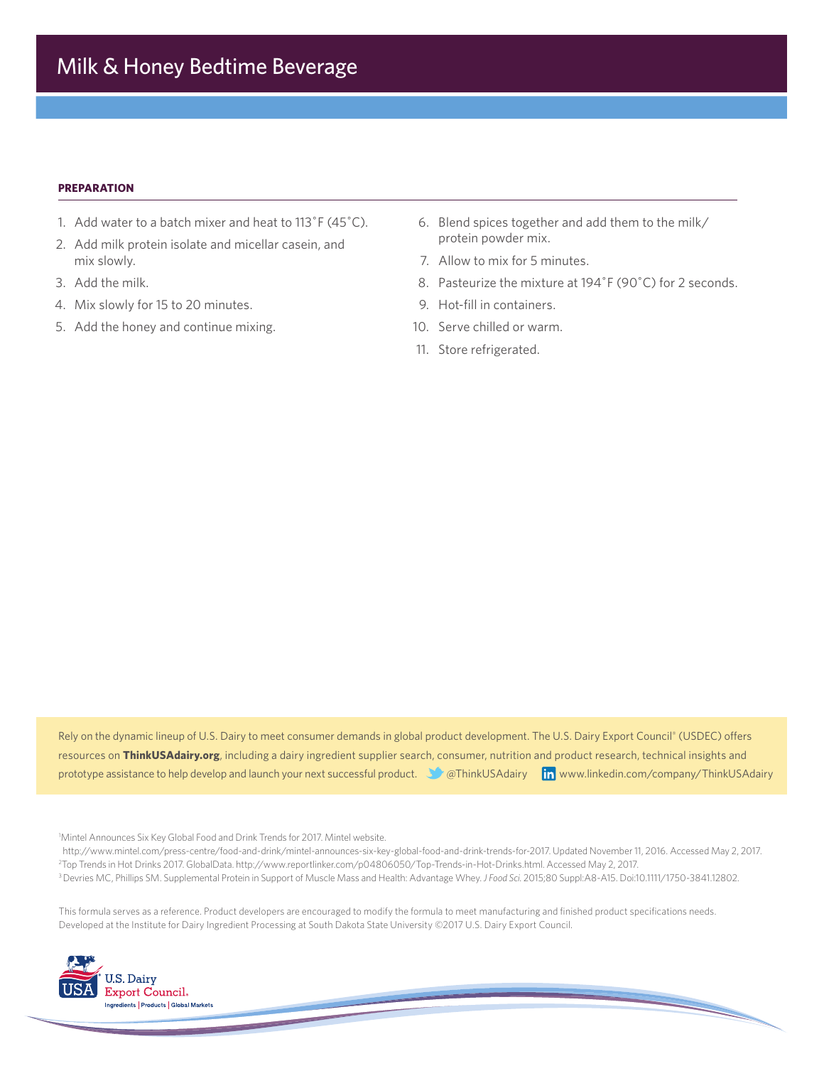# Milk & Honey Bedtime Beverage

**PREPARATION**

1. Add water to a batch mixer and heat to 113˚F (45˚C).
2. Add milk protein isolate and micellar casein, and mix slowly.
3. Add the milk.
4. Mix slowly for 15 to 20 minutes.
5. Add the honey and continue mixing.
6. Blend spices together and add them to the milk/protein powder mix.
7. Allow to mix for 5 minutes.
8. Pasteurize the mixture at 194˚F (90˚C) for 2 seconds.
9. Hot-fill in containers.
10. Serve chilled or warm.
11. Store refrigerated.

Rely on the dynamic lineup of U.S. Dairy to meet consumer demands in global product development. The U.S. Dairy Export Council® (USDEC) offers resources on **ThinkUSAdairy.org**, including a dairy ingredient supplier search, consumer, nutrition and product research, technical insights and prototype assistance to help develop and launch your next successful product. @ThinkUSAdairy www.linkedin.com/company/ThinkUSAdairy

[1]Mintel Announces Six Key Global Food and Drink Trends for 2017. Mintel website. http://www.mintel.com/press-centre/food-and-drink/mintel-announces-six-key-global-food-and-drink-trends-for-2017. Updated November 11, 2016. Accessed May 2, 2017.
[2]Top Trends in Hot Drinks 2017. GlobalData. http://www.reportlinker.com/p04806050/Top-Trends-in-Hot-Drinks.html. Accessed May 2, 2017.
[3]Devries MC, Phillips SM. Supplemental Protein in Support of Muscle Mass and Health: Advantage Whey. *J Food Sci.* 2015;80 Suppl:A8-A15. Doi:10.1111/1750-3841.12802.

This formula serves as a reference. Product developers are encouraged to modify the formula to meet manufacturing and finished product specifications needs. Developed at the Institute for Dairy Ingredient Processing at South Dakota State University ©2017 U.S. Dairy Export Council.

U.S. Dairy Export Council. Ingredients | Products | Global Markets